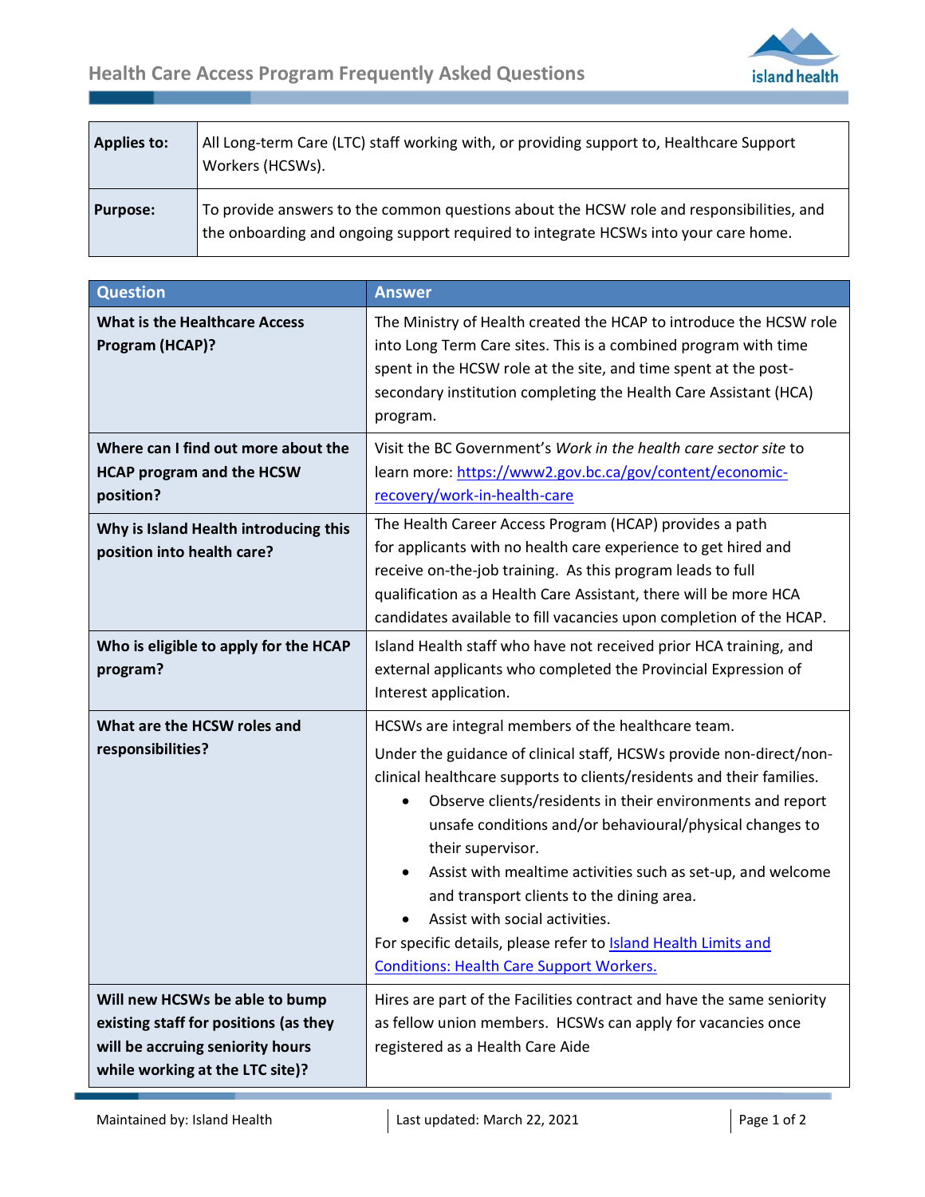# Health Care Access Program Frequently Asked Questions

| | |
|---|---|
| **Applies to:** | All Long-term Care (LTC) staff working with, or providing support to, Healthcare Support Workers (HCSWs). |
| **Purpose:** | To provide answers to the common questions about the HCSW role and responsibilities, and the onboarding and ongoing support required to integrate HCSWs into your care home. |

| Question | Answer |
|---|---|
| **What is the Healthcare Access Program (HCAP)?** | The Ministry of Health created the HCAP to introduce the HCSW role into Long Term Care sites. This is a combined program with time spent in the HCSW role at the site, and time spent at the post-secondary institution completing the Health Care Assistant (HCA) program. |
| **Where can I find out more about the HCAP program and the HCSW position?** | Visit the BC Government's *Work in the health care sector site* to learn more: [https://www2.gov.bc.ca/gov/content/economic-recovery/work-in-health-care](https://www2.gov.bc.ca/gov/content/economic-recovery/work-in-health-care) |
| **Why is Island Health introducing this position into health care?** | The Health Career Access Program (HCAP) provides a path for applicants with no health care experience to get hired and receive on-the-job training. As this program leads to full qualification as a Health Care Assistant, there will be more HCA candidates available to fill vacancies upon completion of the HCAP. |
| **Who is eligible to apply for the HCAP program?** | Island Health staff who have not received prior HCA training, and external applicants who completed the Provincial Expression of Interest application. |
| **What are the HCSW roles and responsibilities?** | HCSWs are integral members of the healthcare team.<br>Under the guidance of clinical staff, HCSWs provide non-direct/non-clinical healthcare supports to clients/residents and their families.<br>• Observe clients/residents in their environments and report unsafe conditions and/or behavioural/physical changes to their supervisor.<br>• Assist with mealtime activities such as set-up, and welcome and transport clients to the dining area.<br>• Assist with social activities.<br>For specific details, please refer to [Island Health Limits and Conditions: Health Care Support Workers.]() |
| **Will new HCSWs be able to bump existing staff for positions (as they will be accruing seniority hours while working at the LTC site)?** | Hires are part of the Facilities contract and have the same seniority as fellow union members. HCSWs can apply for vacancies once registered as a Health Care Aide |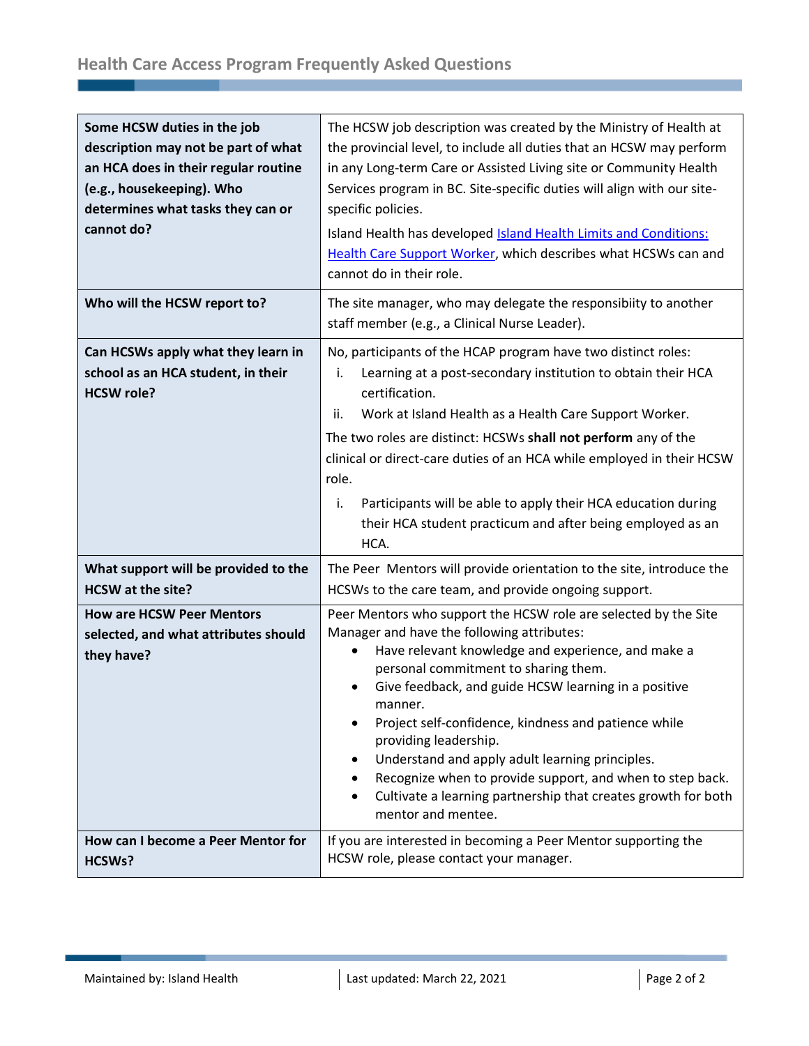| | |
|---|---|
| **Some HCSW duties in the job description may not be part of what an HCA does in their regular routine (e.g., housekeeping). Who determines what tasks they can or cannot do?** | The HCSW job description was created by the Ministry of Health at the provincial level, to include all duties that an HCSW may perform in any Long-term Care or Assisted Living site or Community Health Services program in BC. Site-specific duties will align with our site-specific policies.<br><br>Island Health has developed [Island Health Limits and Conditions: Health Care Support Worker](), which describes what HCSWs can and cannot do in their role. |
| **Who will the HCSW report to?** | The site manager, who may delegate the responsibiity to another staff member (e.g., a Clinical Nurse Leader). |
| **Can HCSWs apply what they learn in school as an HCA student, in their HCSW role?** | No, participants of the HCAP program have two distinct roles:<br>i. Learning at a post-secondary institution to obtain their HCA certification.<br>ii. Work at Island Health as a Health Care Support Worker.<br><br>The two roles are distinct: HCSWs **shall not perform** any of the clinical or direct-care duties of an HCA while employed in their HCSW role.<br><br>i. Participants will be able to apply their HCA education during their HCA student practicum and after being employed as an HCA. |
| **What support will be provided to the HCSW at the site?** | The Peer Mentors will provide orientation to the site, introduce the HCSWs to the care team, and provide ongoing support. |
| **How are HCSW Peer Mentors selected, and what attributes should they have?** | Peer Mentors who support the HCSW role are selected by the Site Manager and have the following attributes:<br>• Have relevant knowledge and experience, and make a personal commitment to sharing them.<br>• Give feedback, and guide HCSW learning in a positive manner.<br>• Project self-confidence, kindness and patience while providing leadership.<br>• Understand and apply adult learning principles.<br>• Recognize when to provide support, and when to step back.<br>• Cultivate a learning partnership that creates growth for both mentor and mentee. |
| **How can I become a Peer Mentor for HCSWs?** | If you are interested in becoming a Peer Mentor supporting the HCSW role, please contact your manager. |